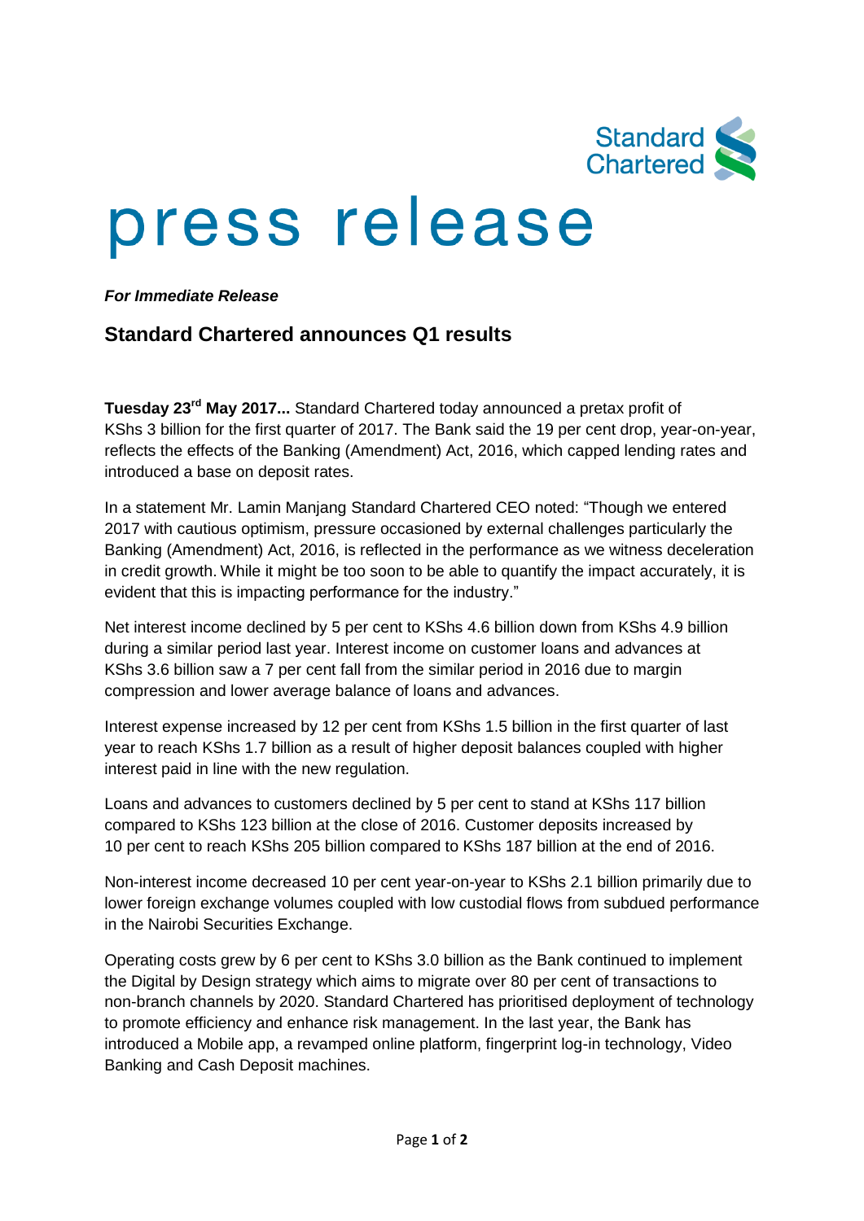Standard Chartered

# press release

***For Immediate Release***

## Standard Chartered announces Q1 results

**Tuesday 23rd May 2017...** Standard Chartered today announced a pretax profit of KShs 3 billion for the first quarter of 2017. The Bank said the 19 per cent drop, year-on-year, reflects the effects of the Banking (Amendment) Act, 2016, which capped lending rates and introduced a base on deposit rates.

In a statement Mr. Lamin Manjang Standard Chartered CEO noted: "Though we entered 2017 with cautious optimism, pressure occasioned by external challenges particularly the Banking (Amendment) Act, 2016, is reflected in the performance as we witness deceleration in credit growth. While it might be too soon to be able to quantify the impact accurately, it is evident that this is impacting performance for the industry."

Net interest income declined by 5 per cent to KShs 4.6 billion down from KShs 4.9 billion during a similar period last year. Interest income on customer loans and advances at KShs 3.6 billion saw a 7 per cent fall from the similar period in 2016 due to margin compression and lower average balance of loans and advances.

Interest expense increased by 12 per cent from KShs 1.5 billion in the first quarter of last year to reach KShs 1.7 billion as a result of higher deposit balances coupled with higher interest paid in line with the new regulation.

Loans and advances to customers declined by 5 per cent to stand at KShs 117 billion compared to KShs 123 billion at the close of 2016. Customer deposits increased by 10 per cent to reach KShs 205 billion compared to KShs 187 billion at the end of 2016.

Non-interest income decreased 10 per cent year-on-year to KShs 2.1 billion primarily due to lower foreign exchange volumes coupled with low custodial flows from subdued performance in the Nairobi Securities Exchange.

Operating costs grew by 6 per cent to KShs 3.0 billion as the Bank continued to implement the Digital by Design strategy which aims to migrate over 80 per cent of transactions to non-branch channels by 2020. Standard Chartered has prioritised deployment of technology to promote efficiency and enhance risk management. In the last year, the Bank has introduced a Mobile app, a revamped online platform, fingerprint log-in technology, Video Banking and Cash Deposit machines.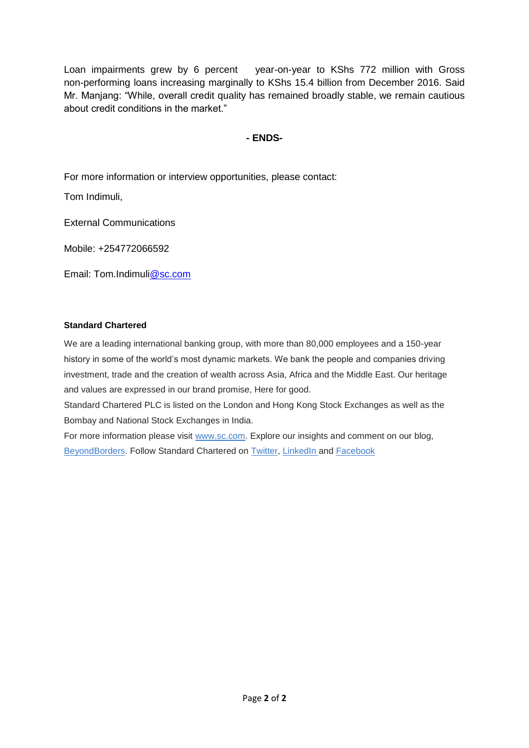Loan impairments grew by 6 percent year-on-year to KShs 772 million with Gross non-performing loans increasing marginally to KShs 15.4 billion from December 2016. Said Mr. Manjang: "While, overall credit quality has remained broadly stable, we remain cautious about credit conditions in the market."

**- ENDS-**

For more information or interview opportunities, please contact:

Tom Indimuli,

External Communications

Mobile: +254772066592

Email: Tom.Indimuli@sc.com

**Standard Chartered**

We are a leading international banking group, with more than 80,000 employees and a 150-year history in some of the world's most dynamic markets. We bank the people and companies driving investment, trade and the creation of wealth across Asia, Africa and the Middle East. Our heritage and values are expressed in our brand promise, Here for good.

Standard Chartered PLC is listed on the London and Hong Kong Stock Exchanges as well as the Bombay and National Stock Exchanges in India.

For more information please visit www.sc.com. Explore our insights and comment on our blog, BeyondBorders. Follow Standard Chartered on Twitter, LinkedIn and Facebook